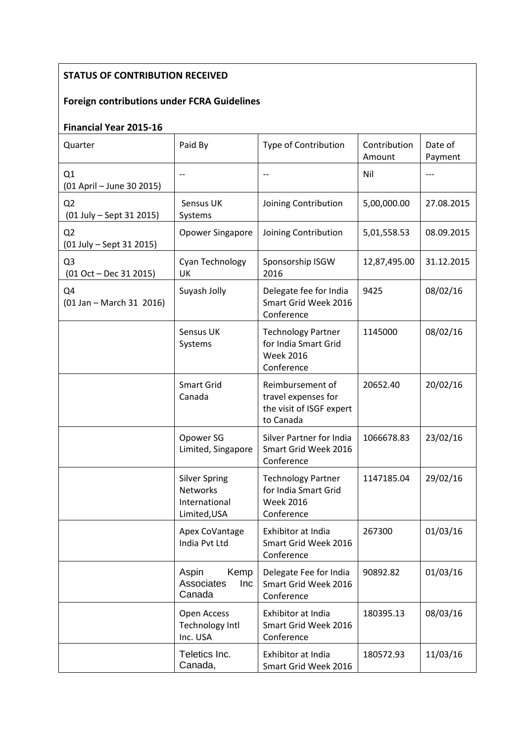**STATUS OF CONTRIBUTION RECEIVED**

**Foreign contributions under FCRA Guidelines**

**Financial Year 2015-16**

| Quarter | Paid By | Type of Contribution | Contribution Amount | Date of Payment |
|---|---|---|---|---|
| Q1 (01 April – June 30 2015) | -- | -- | Nil | --- |
| Q2 (01 July – Sept 31 2015) | Sensus UK Systems | Joining Contribution | 5,00,000.00 | 27.08.2015 |
| Q2 (01 July – Sept 31 2015) | Opower Singapore | Joining Contribution | 5,01,558.53 | 08.09.2015 |
| Q3 (01 Oct – Dec 31 2015) | Cyan Technology UK | Sponsorship ISGW 2016 | 12,87,495.00 | 31.12.2015 |
| Q4 (01 Jan – March 31 2016) | Suyash Jolly | Delegate fee for India Smart Grid Week 2016 Conference | 9425 | 08/02/16 |
| | Sensus UK Systems | Technology Partner for India Smart Grid Week 2016 Conference | 1145000 | 08/02/16 |
| | Smart Grid Canada | Reimbursement of travel expenses for the visit of ISGF expert to Canada | 20652.40 | 20/02/16 |
| | Opower SG Limited, Singapore | Silver Partner for India Smart Grid Week 2016 Conference | 1066678.83 | 23/02/16 |
| | Silver Spring Networks International Limited,USA | Technology Partner for India Smart Grid Week 2016 Conference | 1147185.04 | 29/02/16 |
| | Apex CoVantage India Pvt Ltd | Exhibitor at India Smart Grid Week 2016 Conference | 267300 | 01/03/16 |
| | Aspin Kemp Associates Inc Canada | Delegate Fee for India Smart Grid Week 2016 Conference | 90892.82 | 01/03/16 |
| | Open Access Technology Intl Inc. USA | Exhibitor at India Smart Grid Week 2016 Conference | 180395.13 | 08/03/16 |
| | Teletics Inc. Canada, | Exhibitor at India Smart Grid Week 2016 | 180572.93 | 11/03/16 |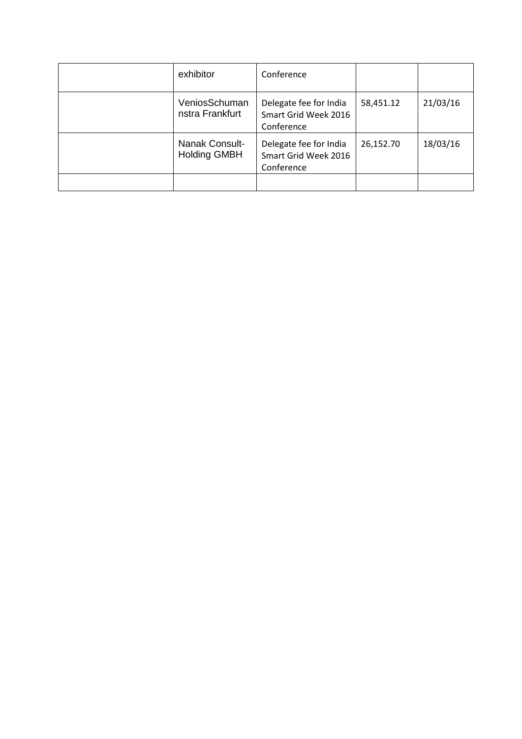| | | | | |
|---|---|---|---|---|
| | exhibitor | Conference | | |
| | VeniosSchumannstra Frankfurt | Delegate fee for India Smart Grid Week 2016 Conference | 58,451.12 | 21/03/16 |
| | Nanak Consult-Holding GMBH | Delegate fee for India Smart Grid Week 2016 Conference | 26,152.70 | 18/03/16 |
| | | | | |